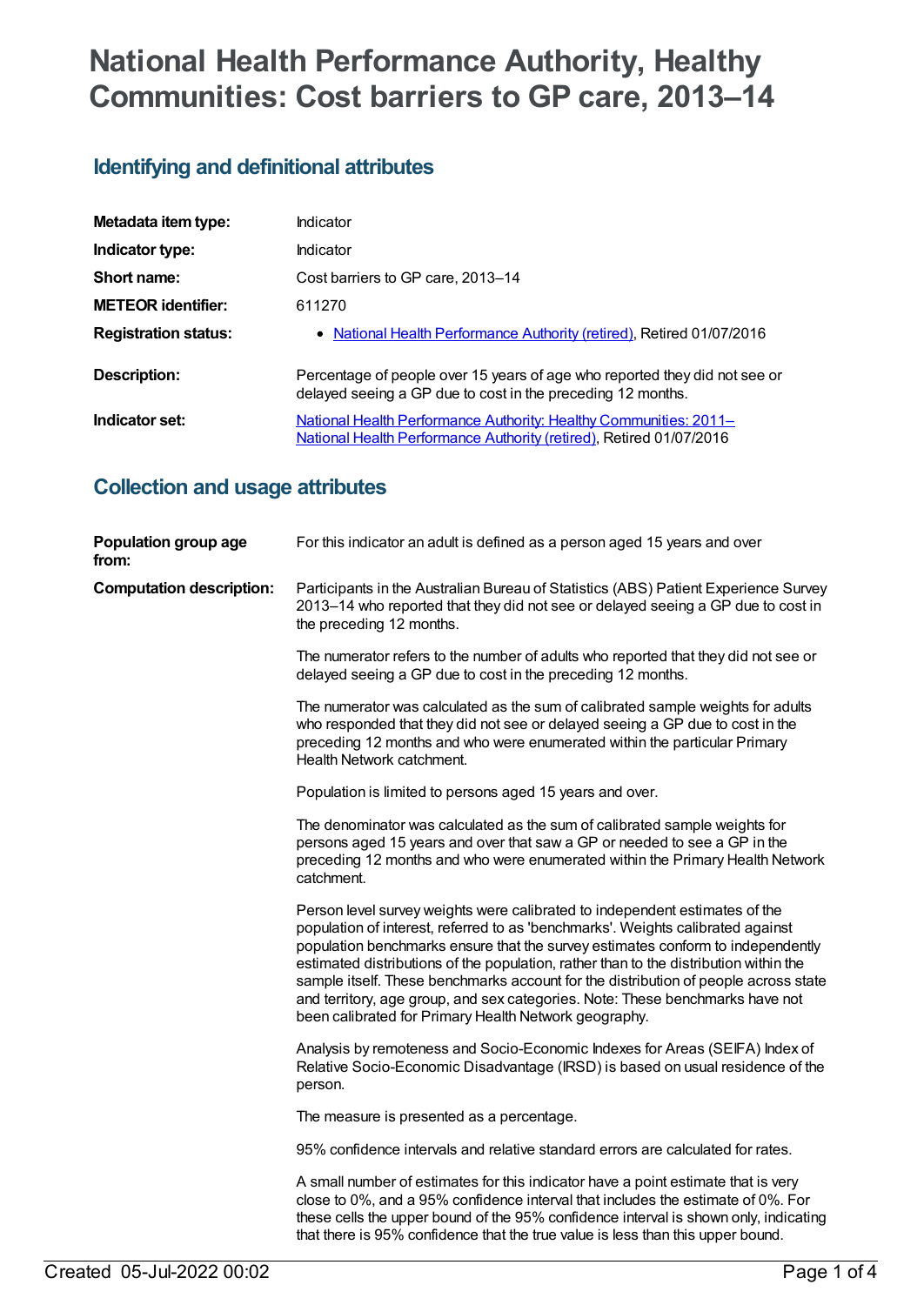# National Health Performance Authority, Healthy Communities: Cost barriers to GP care, 2013–14

## Identifying and definitional attributes

| | |
|---|---|
| **Metadata item type:** | Indicator |
| **Indicator type:** | Indicator |
| **Short name:** | Cost barriers to GP care, 2013–14 |
| **METEOR identifier:** | 611270 |
| **Registration status:** | • National Health Performance Authority (retired), Retired 01/07/2016 |
| **Description:** | Percentage of people over 15 years of age who reported they did not see or delayed seeing a GP due to cost in the preceding 12 months. |
| **Indicator set:** | National Health Performance Authority: Healthy Communities: 2011– National Health Performance Authority (retired), Retired 01/07/2016 |

## Collection and usage attributes

**Population group age from:** For this indicator an adult is defined as a person aged 15 years and over

**Computation description:** Participants in the Australian Bureau of Statistics (ABS) Patient Experience Survey 2013–14 who reported that they did not see or delayed seeing a GP due to cost in the preceding 12 months.

The numerator refers to the number of adults who reported that they did not see or delayed seeing a GP due to cost in the preceding 12 months.

The numerator was calculated as the sum of calibrated sample weights for adults who responded that they did not see or delayed seeing a GP due to cost in the preceding 12 months and who were enumerated within the particular Primary Health Network catchment.

Population is limited to persons aged 15 years and over.

The denominator was calculated as the sum of calibrated sample weights for persons aged 15 years and over that saw a GP or needed to see a GP in the preceding 12 months and who were enumerated within the Primary Health Network catchment.

Person level survey weights were calibrated to independent estimates of the population of interest, referred to as 'benchmarks'. Weights calibrated against population benchmarks ensure that the survey estimates conform to independently estimated distributions of the population, rather than to the distribution within the sample itself. These benchmarks account for the distribution of people across state and territory, age group, and sex categories. Note: These benchmarks have not been calibrated for Primary Health Network geography.

Analysis by remoteness and Socio-Economic Indexes for Areas (SEIFA) Index of Relative Socio-Economic Disadvantage (IRSD) is based on usual residence of the person.

The measure is presented as a percentage.

95% confidence intervals and relative standard errors are calculated for rates.

A small number of estimates for this indicator have a point estimate that is very close to 0%, and a 95% confidence interval that includes the estimate of 0%. For these cells the upper bound of the 95% confidence interval is shown only, indicating that there is 95% confidence that the true value is less than this upper bound.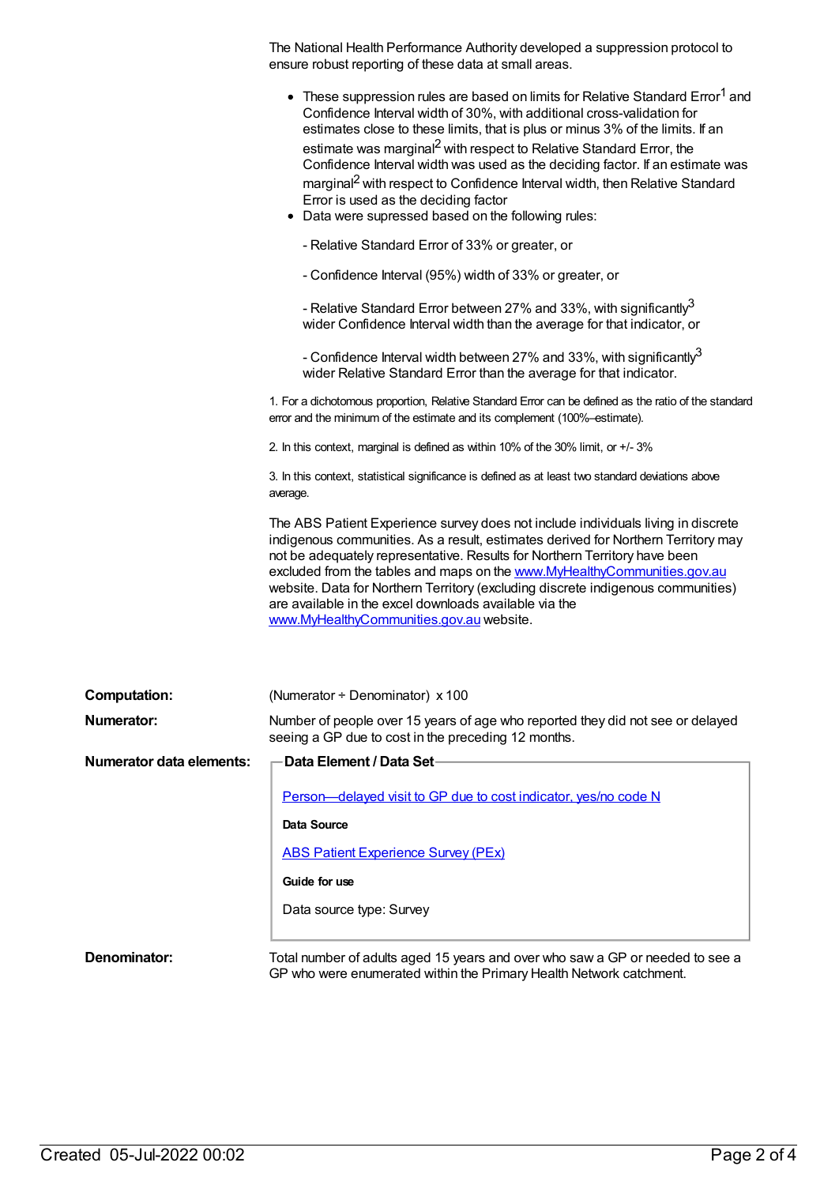The National Health Performance Authority developed a suppression protocol to ensure robust reporting of these data at small areas.

- These suppression rules are based on limits for Relative Standard Error[1] and Confidence Interval width of 30%, with additional cross-validation for estimates close to these limits, that is plus or minus 3% of the limits. If an estimate was marginal[2] with respect to Relative Standard Error, the Confidence Interval width was used as the deciding factor. If an estimate was marginal[2] with respect to Confidence Interval width, then Relative Standard Error is used as the deciding factor
- Data were supressed based on the following rules:

  - Relative Standard Error of 33% or greater, or

  - Confidence Interval (95%) width of 33% or greater, or

  - Relative Standard Error between 27% and 33%, with significantly[3] wider Confidence Interval width than the average for that indicator, or

  - Confidence Interval width between 27% and 33%, with significantly[3] wider Relative Standard Error than the average for that indicator.

1. For a dichotomous proportion, Relative Standard Error can be defined as the ratio of the standard error and the minimum of the estimate and its complement (100%–estimate).

2. In this context, marginal is defined as within 10% of the 30% limit, or +/- 3%

3. In this context, statistical significance is defined as at least two standard deviations above average.

The ABS Patient Experience survey does not include individuals living in discrete indigenous communities. As a result, estimates derived for Northern Territory may not be adequately representative. Results for Northern Territory have been excluded from the tables and maps on the www.MyHealthyCommunities.gov.au website. Data for Northern Territory (excluding discrete indigenous communities) are available in the excel downloads available via the www.MyHealthyCommunities.gov.au website.

**Computation:** (Numerator ÷ Denominator) x 100

**Numerator:** Number of people over 15 years of age who reported they did not see or delayed seeing a GP due to cost in the preceding 12 months.

**Numerator data elements:**

**Data Element / Data Set**

Person—delayed visit to GP due to cost indicator, yes/no code N

**Data Source**

ABS Patient Experience Survey (PEx)

**Guide for use**

Data source type: Survey

**Denominator:** Total number of adults aged 15 years and over who saw a GP or needed to see a GP who were enumerated within the Primary Health Network catchment.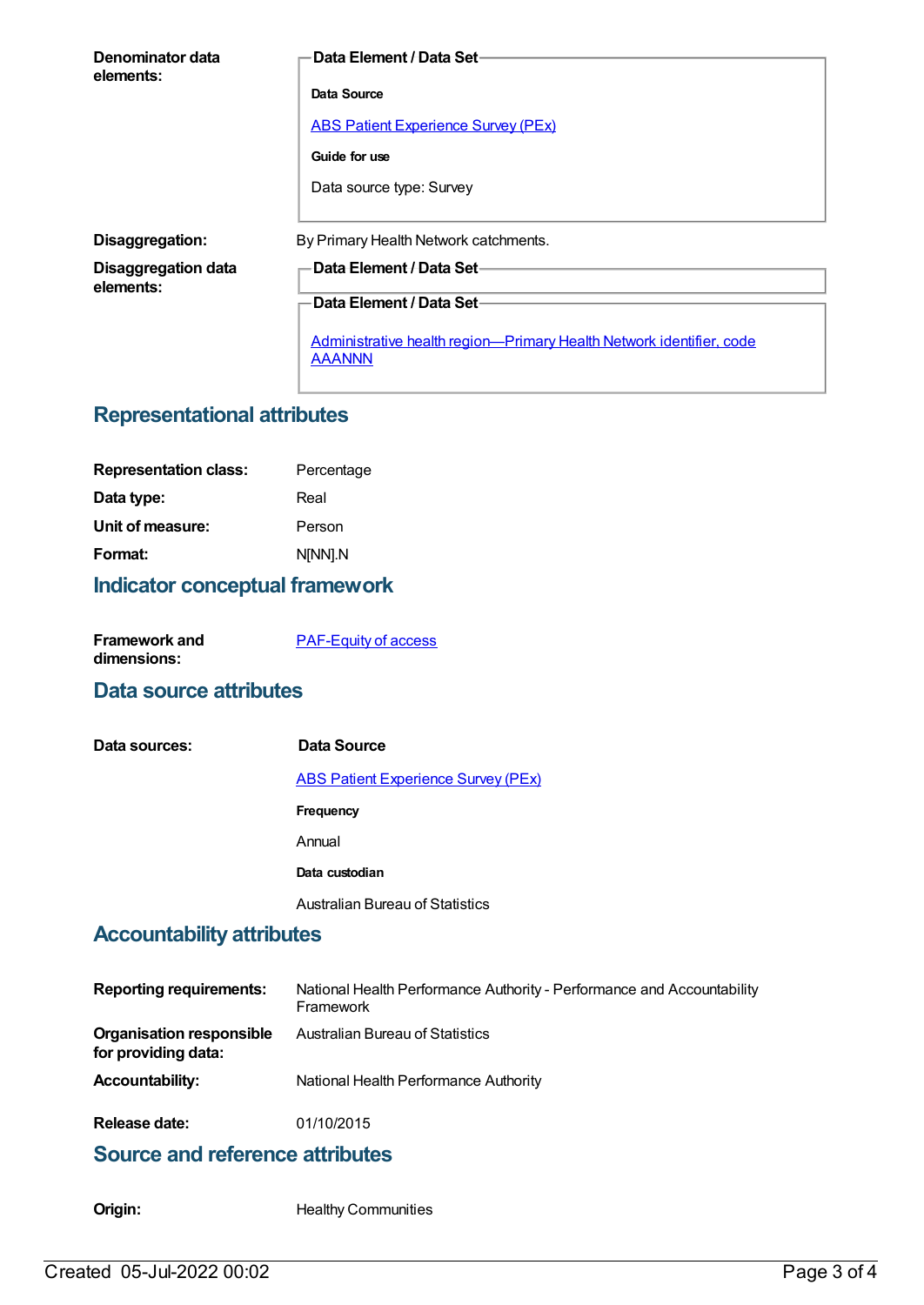**Denominator data elements:**

**Data Element / Data Set**

**Data Source**

ABS Patient Experience Survey (PEx)

**Guide for use**

Data source type: Survey

**Disaggregation:** By Primary Health Network catchments.

**Disaggregation data elements:**

**Data Element / Data Set**

**Data Element / Data Set**

Administrative health region—Primary Health Network identifier, code AAANNN

## Representational attributes

| | |
|---|---|
| **Representation class:** | Percentage |
| **Data type:** | Real |
| **Unit of measure:** | Person |
| **Format:** | N[NN].N |

## Indicator conceptual framework

**Framework and dimensions:** PAF-Equity of access

## Data source attributes

**Data sources:**

**Data Source**

ABS Patient Experience Survey (PEx)

**Frequency**

Annual

**Data custodian**

Australian Bureau of Statistics

## Accountability attributes

| | |
|---|---|
| **Reporting requirements:** | National Health Performance Authority - Performance and Accountability Framework |
| **Organisation responsible for providing data:** | Australian Bureau of Statistics |
| **Accountability:** | National Health Performance Authority |
| **Release date:** | 01/10/2015 |

## Source and reference attributes

**Origin:** Healthy Communities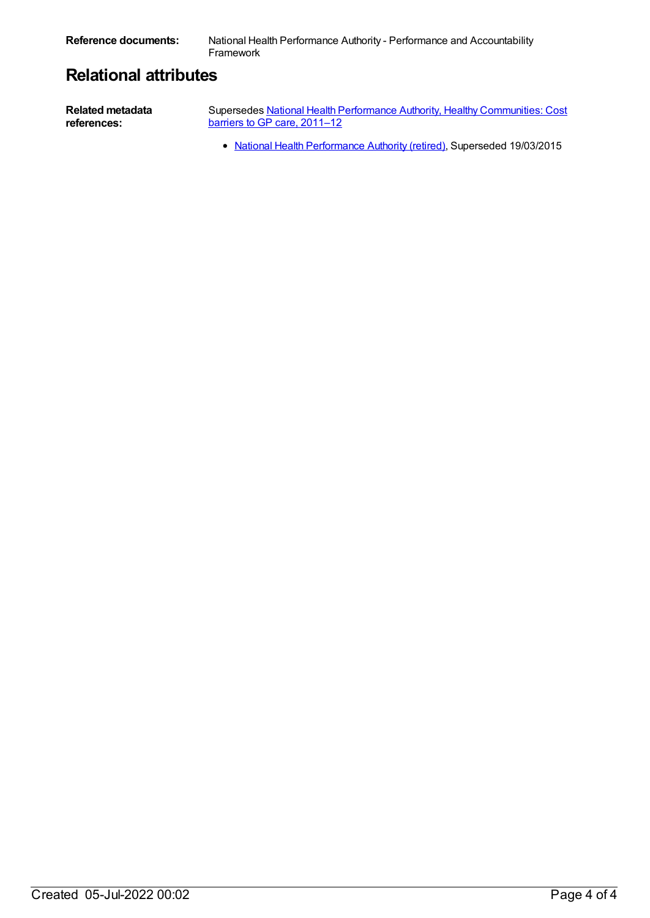**Reference documents:** National Health Performance Authority - Performance and Accountability Framework

## Relational attributes

**Related metadata references:** Supersedes National Health Performance Authority, Healthy Communities: Cost barriers to GP care, 2011–12

- National Health Performance Authority (retired), Superseded 19/03/2015